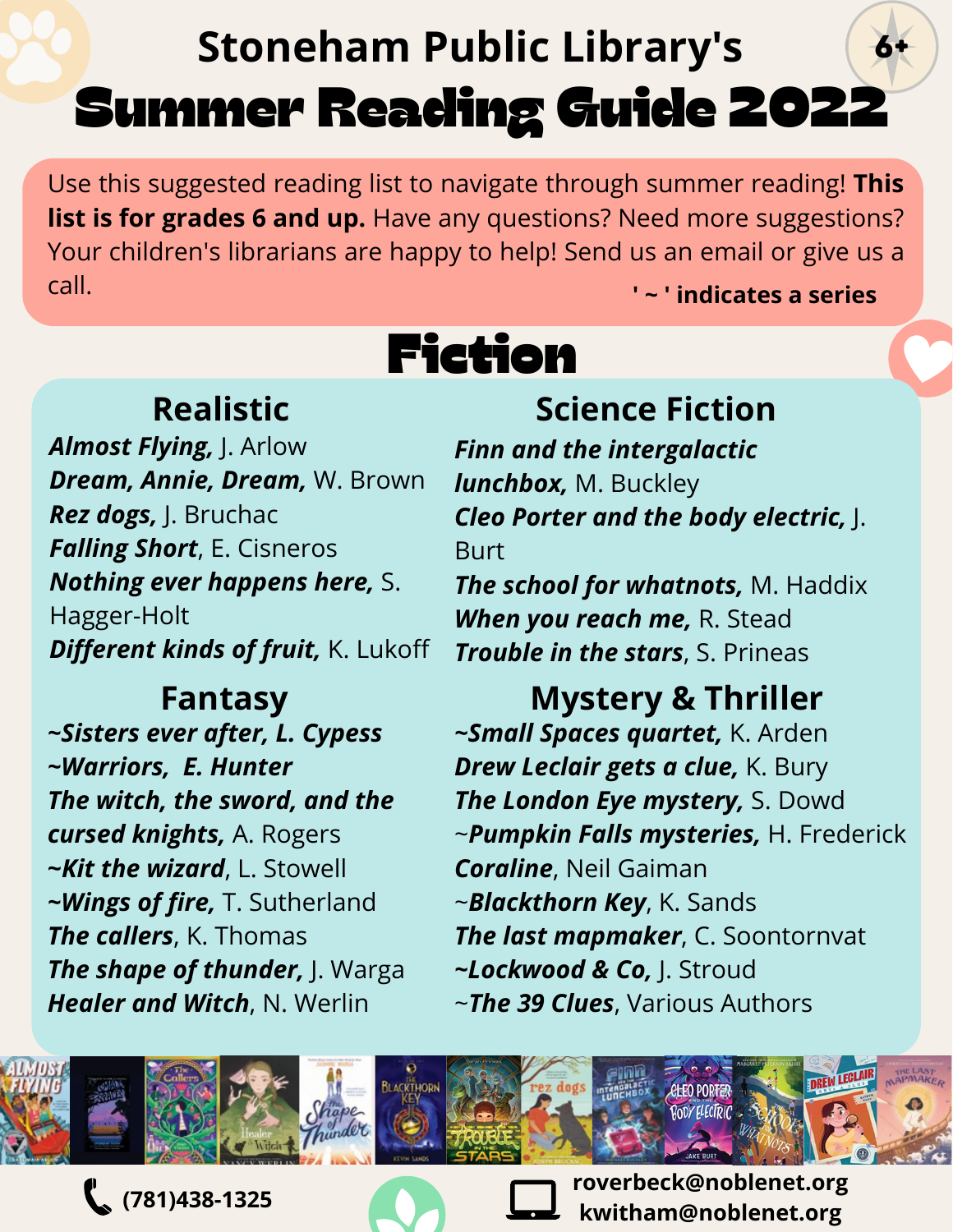# Stoneham Public Library's

# Summer Reading Guide 2022

6+

Use this suggested reading list to navigate through summer reading! **This list is for grades 6 and up.** Have any questions? Need more suggestions? Your children's librarians are happy to help! Send us an email or give us a call.

**' ~ ' indicates a series**

## Fiction

### Realistic

***Almost Flying,*** J. Arlow
***Dream, Annie, Dream,*** W. Brown
***Rez dogs,*** J. Bruchac
***Falling Short***, E. Cisneros
***Nothing ever happens here,*** S. Hagger-Holt
***Different kinds of fruit,*** K. Lukoff

### Science Fiction

***Finn and the intergalactic lunchbox,*** M. Buckley
***Cleo Porter and the body electric,*** J. Burt
***The school for whatnots,*** M. Haddix
***When you reach me,*** R. Stead
***Trouble in the stars***, S. Prineas

### Fantasy

***~Sisters ever after, L. Cypess***
***~Warriors, E. Hunter***
***The witch, the sword, and the cursed knights,*** A. Rogers
***~Kit the wizard***, L. Stowell
***~Wings of fire,*** T. Sutherland
***The callers***, K. Thomas
***The shape of thunder,*** J. Warga
***Healer and Witch***, N. Werlin

### Mystery & Thriller

***~Small Spaces quartet,*** K. Arden
***Drew Leclair gets a clue,*** K. Bury
***The London Eye mystery,*** S. Dowd
~***Pumpkin Falls mysteries,*** H. Frederick
***Coraline***, Neil Gaiman
~***Blackthorn Key***, K. Sands
***The last mapmaker***, C. Soontornvat
***~Lockwood & Co***, J. Stroud
~***The 39 Clues***, Various Authors

(781)438-1325

roverbeck@noblenet.org
kwitham@noblenet.org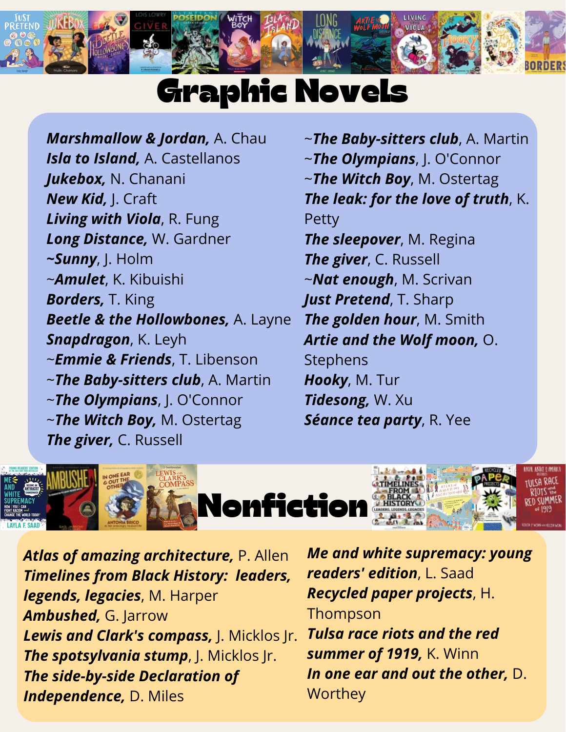# Graphic Novels

***Marshmallow & Jordan,*** A. Chau
***Isla to Island,*** A. Castellanos
***Jukebox,*** N. Chanani
***New Kid,*** J. Craft
***Living with Viola***, R. Fung
***Long Distance,*** W. Gardner
***~Sunny***, J. Holm
~***Amulet***, K. Kibuishi
***Borders,*** T. King
***Beetle & the Hollowbones,*** A. Layne
***Snapdragon***, K. Leyh
~***Emmie & Friends***, T. Libenson
~***The Baby-sitters club***, A. Martin
~***The Olympians***, J. O'Connor
~***The Witch Boy,*** M. Ostertag
***The giver,*** C. Russell
~***The Baby-sitters club***, A. Martin
~***The Olympians***, J. O'Connor
~***The Witch Boy***, M. Ostertag
***The leak: for the love of truth***, K. Petty
***The sleepover***, M. Regina
***The giver***, C. Russell
~***Nat enough***, M. Scrivan
***Just Pretend***, T. Sharp
***The golden hour***, M. Smith
***Artie and the Wolf moon,*** O. Stephens
***Hooky***, M. Tur
***Tidesong,*** W. Xu
***Séance tea party***, R. Yee

# Nonfiction

***Atlas of amazing architecture,*** P. Allen
***Timelines from Black History: leaders, legends, legacies***, M. Harper
***Ambushed,*** G. Jarrow
***Lewis and Clark's compass,*** J. Micklos Jr.
***The spotsylvania stump***, J. Micklos Jr.
***The side-by-side Declaration of Independence,*** D. Miles
***Me and white supremacy: young readers' edition***, L. Saad
***Recycled paper projects***, H. Thompson
***Tulsa race riots and the red summer of 1919,*** K. Winn
***In one ear and out the other,*** D. Worthey